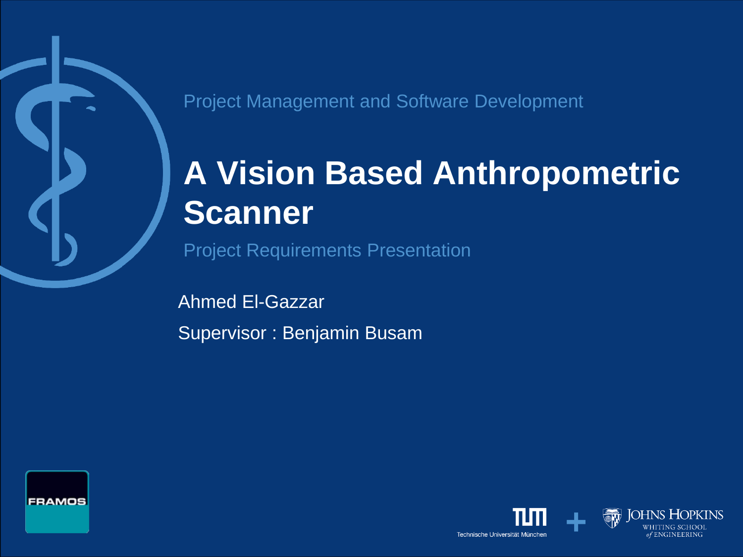Project Management and Software Development

# A Vision Based Anthropometric Scanner

Project Requirements Presentation

Ahmed El-Gazzar

Supervisor : Benjamin Busam

FRAMOS

Technische Universität München

Johns Hopkins Whiting School of Engineering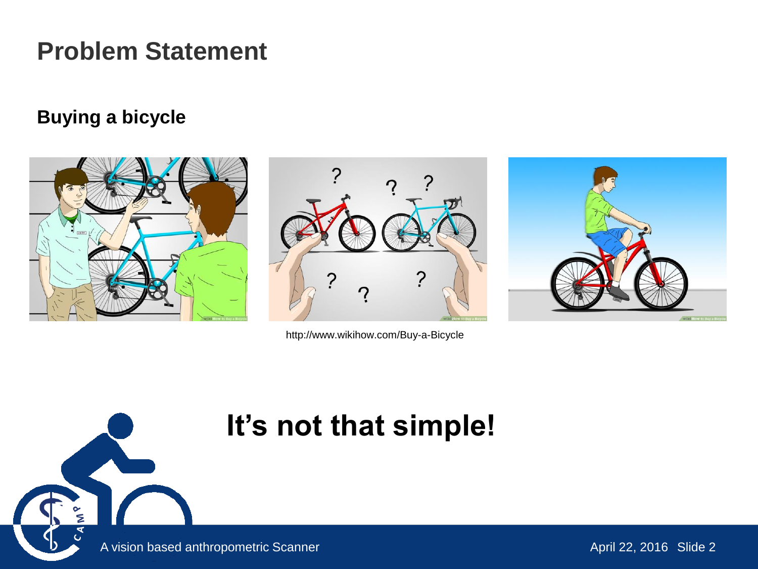# Problem Statement

**Buying a bicycle**

http://www.wikihow.com/Buy-a-Bicycle

**It's not that simple!**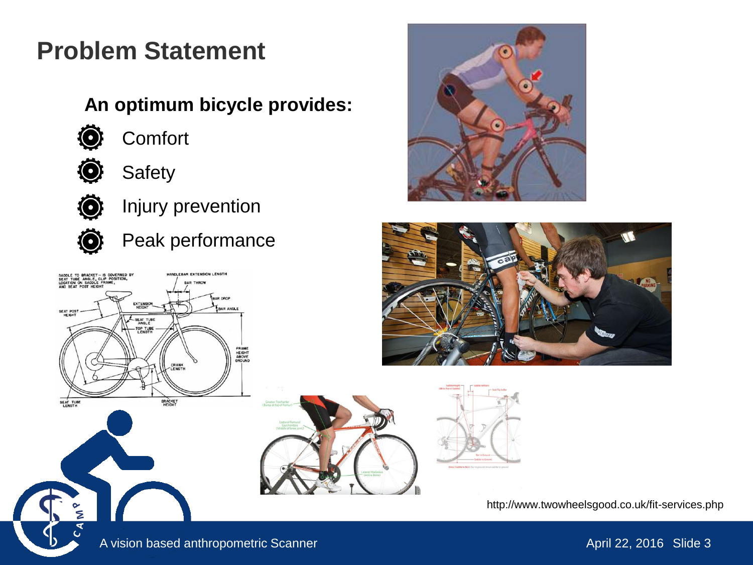# Problem Statement

**An optimum bicycle provides:**

- Comfort
- Safety
- Injury prevention
- Peak performance

http://www.twowheelsgood.co.uk/fit-services.php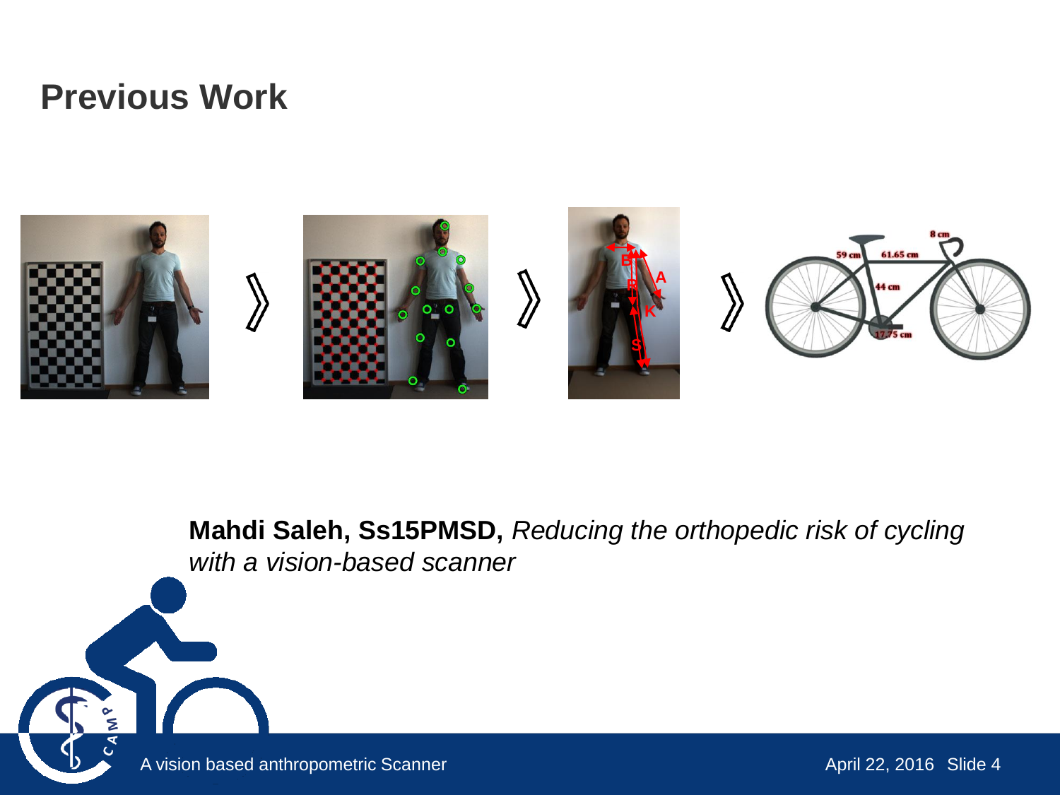# Previous Work

**Mahdi Saleh, Ss15PMSD,** *Reducing the orthopedic risk of cycling with a vision-based scanner*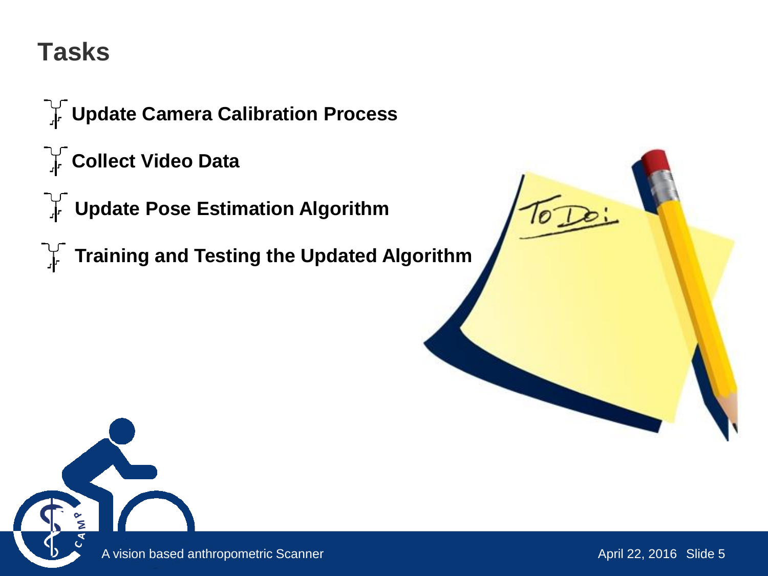# Tasks

- **Update Camera Calibration Process**
- **Collect Video Data**
- **Update Pose Estimation Algorithm**
- **Training and Testing the Updated Algorithm**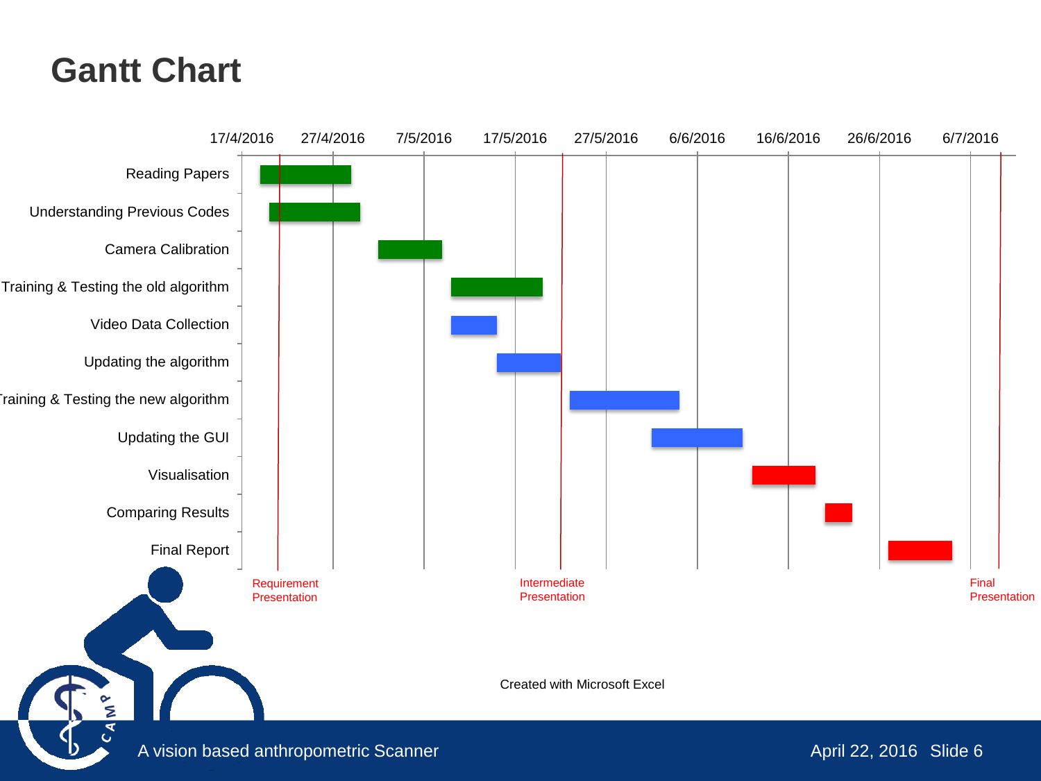# Gantt Chart

17/4/2016 27/4/2016 7/5/2016 17/5/2016 27/5/2016 6/6/2016 16/6/2016 26/6/2016 6/7/2016

Reading Papers

Understanding Previous Codes

Camera Calibration

Training & Testing the old algorithm

Video Data Collection

Updating the algorithm

Training & Testing the new algorithm

Updating the GUI

Visualisation

Comparing Results

Final Report

Requirement Presentation

Intermediate Presentation

Final Presentation

Created with Microsoft Excel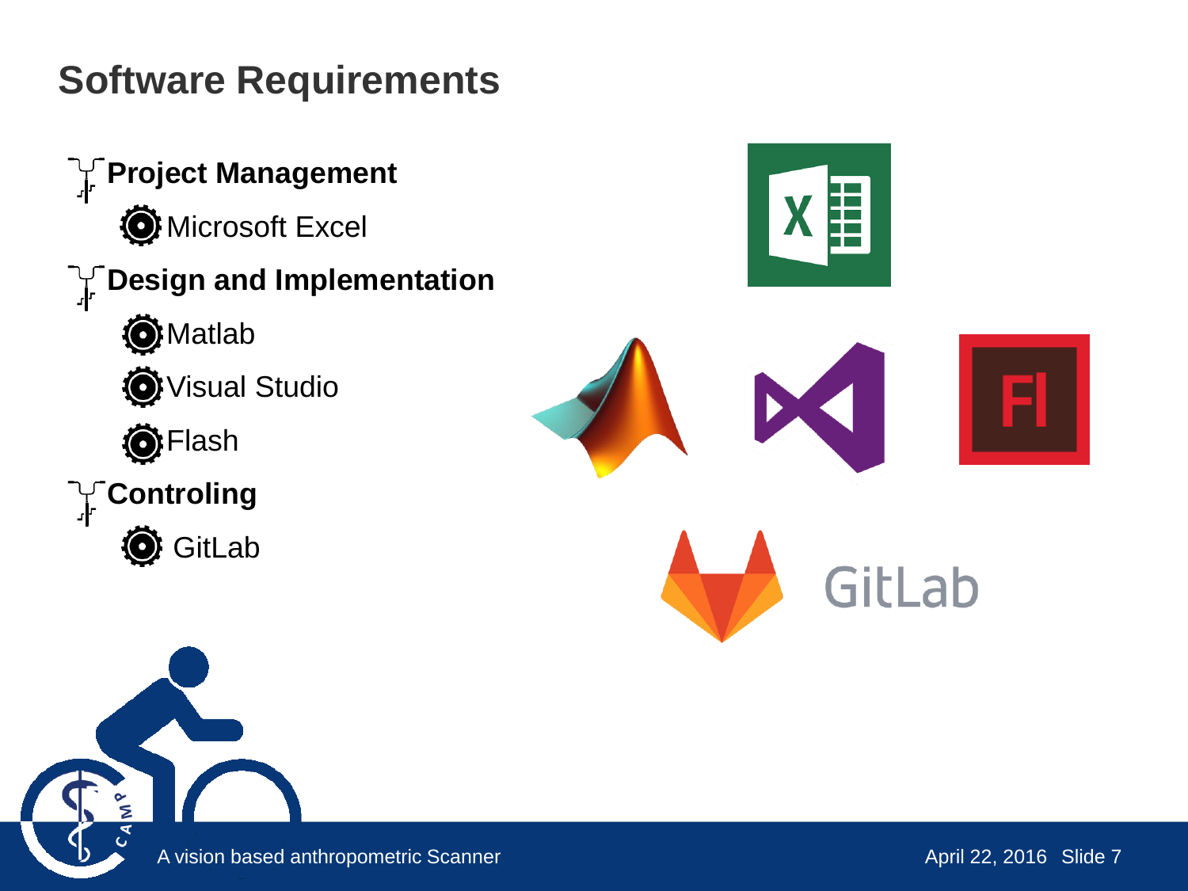# Software Requirements

- **Project Management**
  - Microsoft Excel
- **Design and Implementation**
  - Matlab
  - Visual Studio
  - Flash
- **Controling**
  - GitLab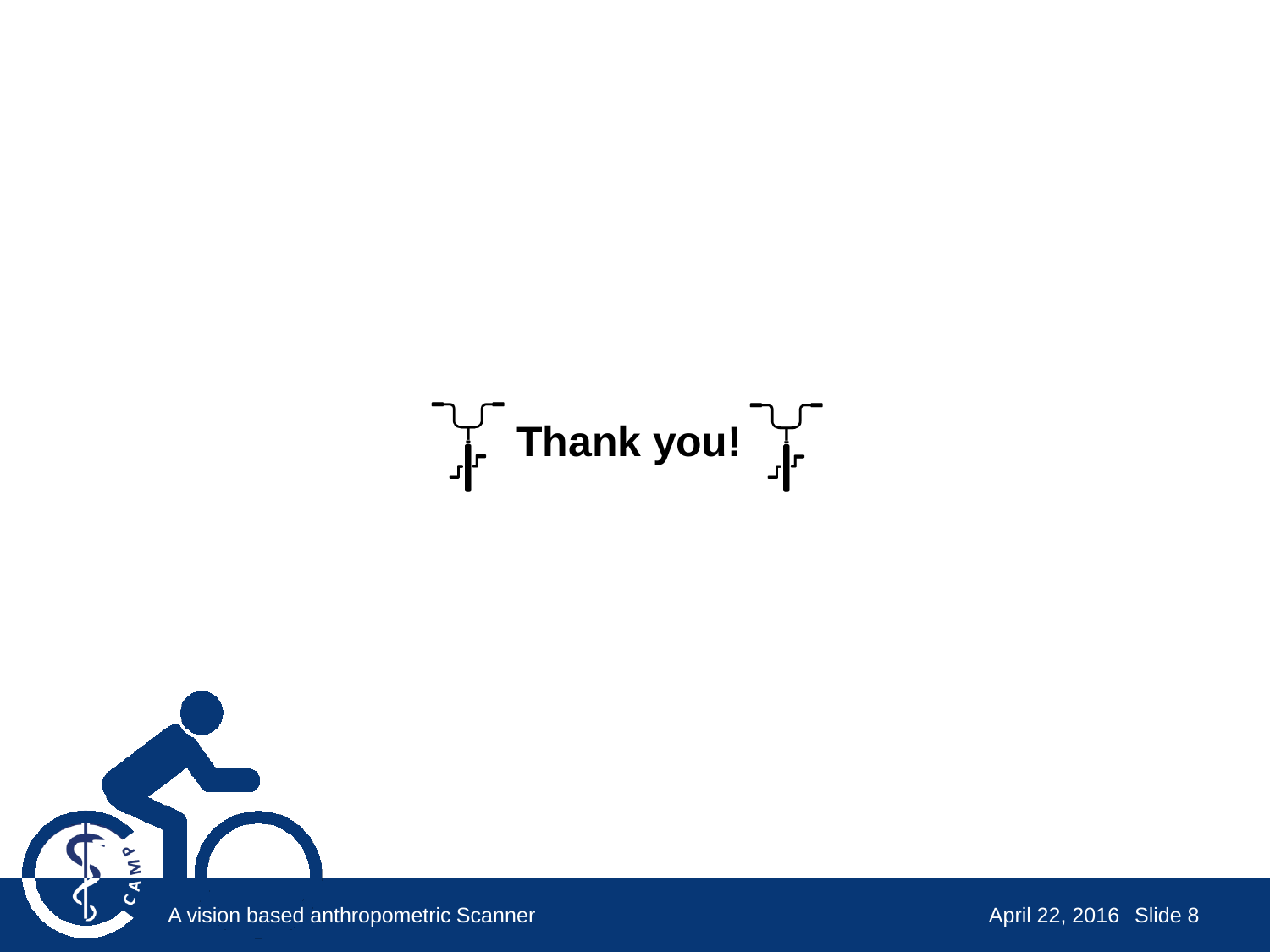**Thank you!**